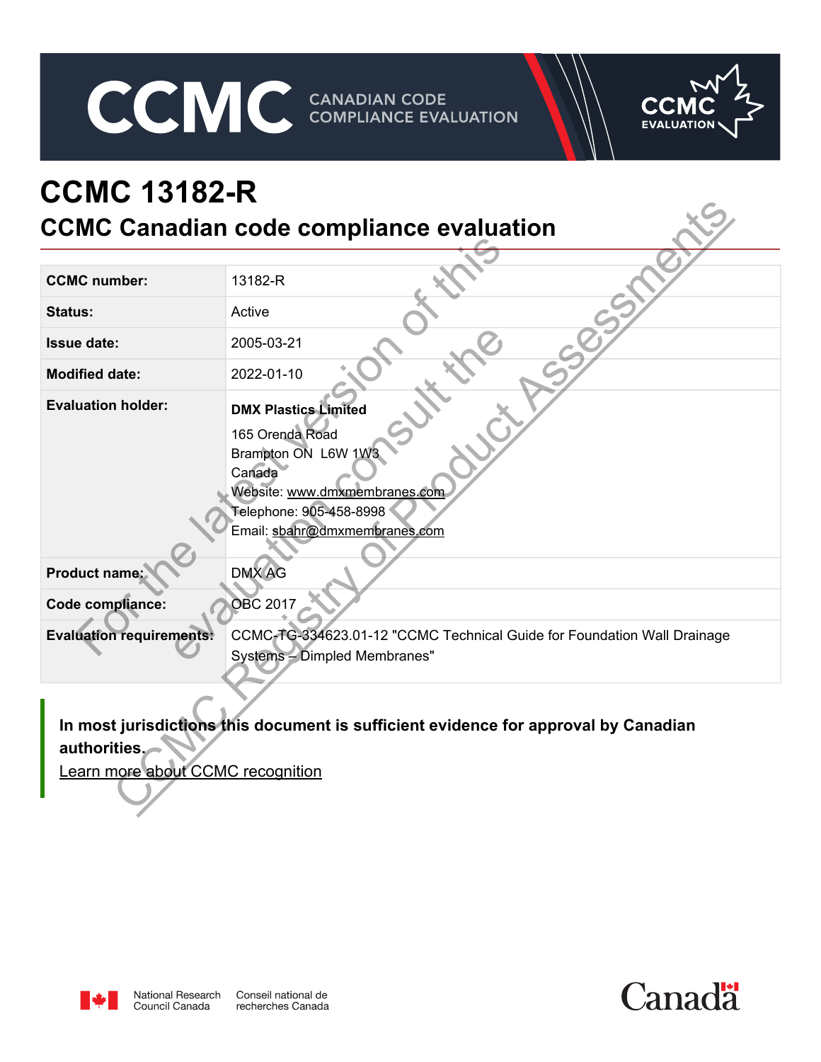# CCMC 13182-R

## CCMC Canadian code compliance evaluation

| | |
|---|---|
| **CCMC number:** | 13182-R |
| **Status:** | Active |
| **Issue date:** | 2005-03-21 |
| **Modified date:** | 2022-01-10 |
| **Evaluation holder:** | **DMX Plastics Limited**<br>165 Orenda Road<br>Brampton ON L6W 1W3<br>Canada<br>Website: www.dmxmembranes.com<br>Telephone: 905-458-8998<br>Email: sbahr@dmxmembranes.com |
| **Product name:** | DMX AG |
| **Code compliance:** | OBC 2017 |
| **Evaluation requirements:** | CCMC-TG-334623.01-12 "CCMC Technical Guide for Foundation Wall Drainage Systems – Dimpled Membranes" |

**In most jurisdictions this document is sufficient evidence for approval by Canadian authorities.**

Learn more about CCMC recognition

For the latest version of this evaluation consult the CCMC Registry of Product Assessments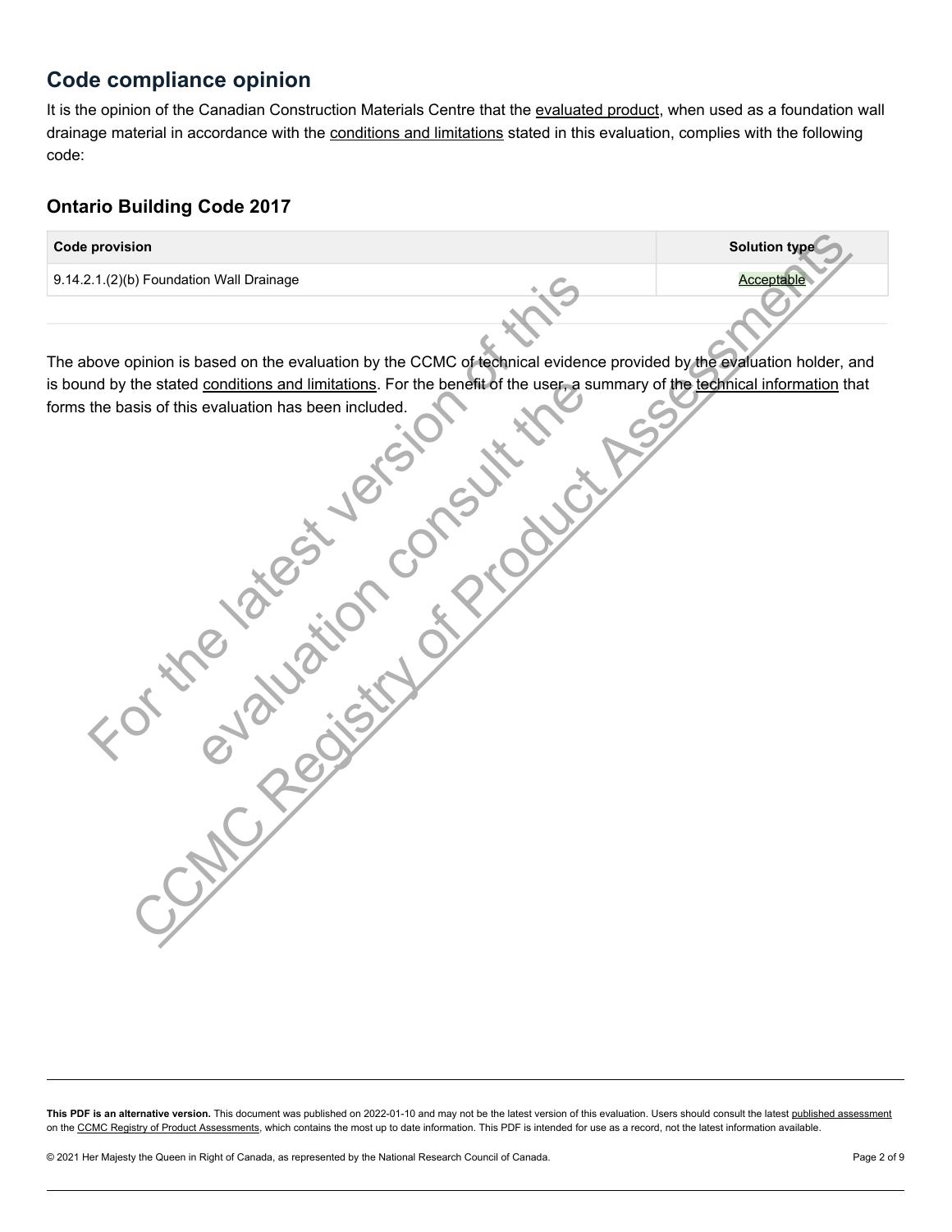## Code compliance opinion

It is the opinion of the Canadian Construction Materials Centre that the evaluated product, when used as a foundation wall drainage material in accordance with the conditions and limitations stated in this evaluation, complies with the following code:

### Ontario Building Code 2017

| Code provision | Solution type |
|---|---|
| 9.14.2.1.(2)(b) Foundation Wall Drainage | Acceptable |

The above opinion is based on the evaluation by the CCMC of technical evidence provided by the evaluation holder, and is bound by the stated conditions and limitations. For the benefit of the user, a summary of the technical information that forms the basis of this evaluation has been included.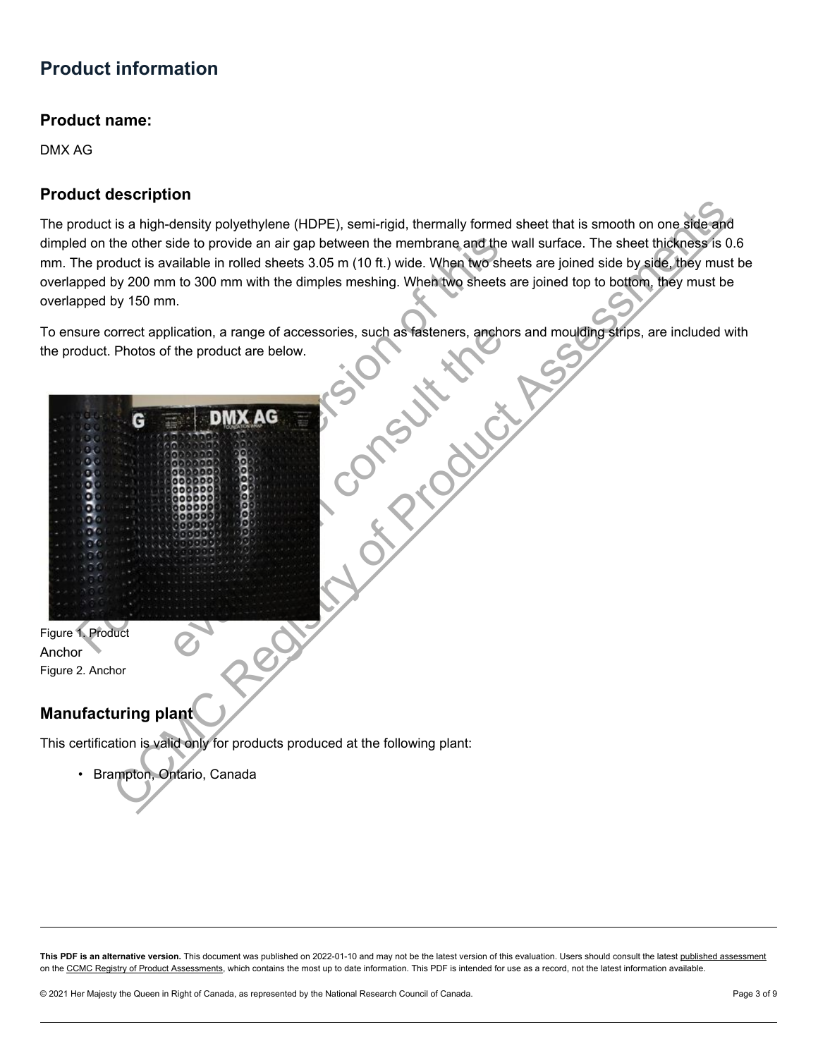# Product information

## Product name:

DMX AG

## Product description

The product is a high-density polyethylene (HDPE), semi-rigid, thermally formed sheet that is smooth on one side and dimpled on the other side to provide an air gap between the membrane and the wall surface. The sheet thickness is 0.6 mm. The product is available in rolled sheets 3.05 m (10 ft.) wide. When two sheets are joined side by side, they must be overlapped by 200 mm to 300 mm with the dimples meshing. When two sheets are joined top to bottom, they must be overlapped by 150 mm.

To ensure correct application, a range of accessories, such as fasteners, anchors and moulding strips, are included with the product. Photos of the product are below.

Figure 1. Product

Anchor

Figure 2. Anchor

## Manufacturing plant

This certification is valid only for products produced at the following plant:

- Brampton, Ontario, Canada

**This PDF is an alternative version.** This document was published on 2022-01-10 and may not be the latest version of this evaluation. Users should consult the latest published assessment on the CCMC Registry of Product Assessments, which contains the most up to date information. This PDF is intended for use as a record, not the latest information available.

© 2021 Her Majesty the Queen in Right of Canada, as represented by the National Research Council of Canada.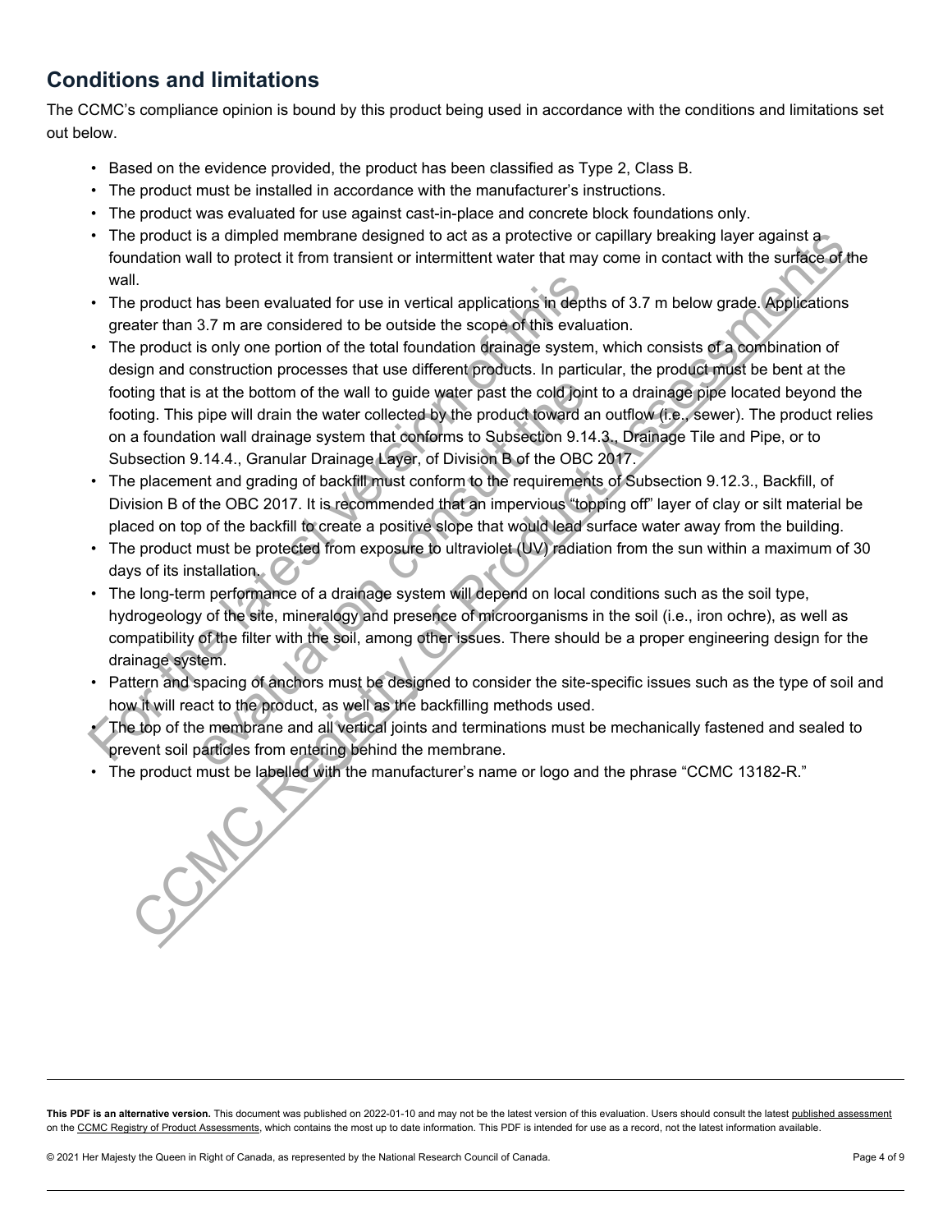## Conditions and limitations

The CCMC's compliance opinion is bound by this product being used in accordance with the conditions and limitations set out below.

- Based on the evidence provided, the product has been classified as Type 2, Class B.
- The product must be installed in accordance with the manufacturer's instructions.
- The product was evaluated for use against cast-in-place and concrete block foundations only.
- The product is a dimpled membrane designed to act as a protective or capillary breaking layer against a foundation wall to protect it from transient or intermittent water that may come in contact with the surface of the wall.
- The product has been evaluated for use in vertical applications in depths of 3.7 m below grade. Applications greater than 3.7 m are considered to be outside the scope of this evaluation.
- The product is only one portion of the total foundation drainage system, which consists of a combination of design and construction processes that use different products. In particular, the product must be bent at the footing that is at the bottom of the wall to guide water past the cold joint to a drainage pipe located beyond the footing. This pipe will drain the water collected by the product toward an outflow (i.e., sewer). The product relies on a foundation wall drainage system that conforms to Subsection 9.14.3., Drainage Tile and Pipe, or to Subsection 9.14.4., Granular Drainage Layer, of Division B of the OBC 2017.
- The placement and grading of backfill must conform to the requirements of Subsection 9.12.3., Backfill, of Division B of the OBC 2017. It is recommended that an impervious "topping off" layer of clay or silt material be placed on top of the backfill to create a positive slope that would lead surface water away from the building.
- The product must be protected from exposure to ultraviolet (UV) radiation from the sun within a maximum of 30 days of its installation.
- The long-term performance of a drainage system will depend on local conditions such as the soil type, hydrogeology of the site, mineralogy and presence of microorganisms in the soil (i.e., iron ochre), as well as compatibility of the filter with the soil, among other issues. There should be a proper engineering design for the drainage system.
- Pattern and spacing of anchors must be designed to consider the site-specific issues such as the type of soil and how it will react to the product, as well as the backfilling methods used.
- The top of the membrane and all vertical joints and terminations must be mechanically fastened and sealed to prevent soil particles from entering behind the membrane.
- The product must be labelled with the manufacturer's name or logo and the phrase "CCMC 13182-R."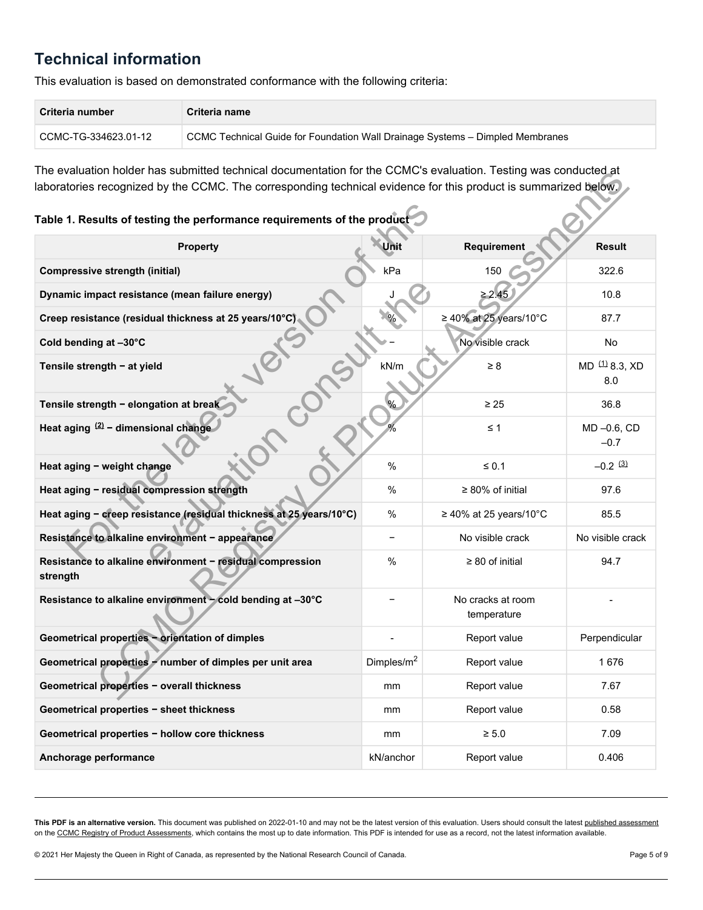## Technical information

This evaluation is based on demonstrated conformance with the following criteria:

| Criteria number | Criteria name |
| --- | --- |
| CCMC-TG-334623.01-12 | CCMC Technical Guide for Foundation Wall Drainage Systems – Dimpled Membranes |

The evaluation holder has submitted technical documentation for the CCMC's evaluation. Testing was conducted at laboratories recognized by the CCMC. The corresponding technical evidence for this product is summarized below.

**Table 1. Results of testing the performance requirements of the product**

| Property | Unit | Requirement | Result |
| --- | --- | --- | --- |
| **Compressive strength (initial)** | kPa | 150 | 322.6 |
| **Dynamic impact resistance (mean failure energy)** | J | ≥ 2.45 | 10.8 |
| **Creep resistance (residual thickness at 25 years/10°C)** | % | ≥ 40% at 25 years/10°C | 87.7 |
| **Cold bending at –30°C** | − | No visible crack | No |
| **Tensile strength − at yield** | kN/m | ≥ 8 | MD [(1)] 8.3, XD 8.0 |
| **Tensile strength − elongation at break** | % | ≥ 25 | 36.8 |
| **Heat aging [(2)] − dimensional change** | % | ≤ 1 | MD –0.6, CD –0.7 |
| **Heat aging − weight change** | % | ≤ 0.1 | –0.2 [(3)] |
| **Heat aging − residual compression strength** | % | ≥ 80% of initial | 97.6 |
| **Heat aging − creep resistance (residual thickness at 25 years/10°C)** | % | ≥ 40% at 25 years/10°C | 85.5 |
| **Resistance to alkaline environment − appearance** | − | No visible crack | No visible crack |
| **Resistance to alkaline environment − residual compression strength** | % | ≥ 80 of initial | 94.7 |
| **Resistance to alkaline environment − cold bending at –30°C** | − | No cracks at room temperature | - |
| **Geometrical properties − orientation of dimples** | - | Report value | Perpendicular |
| **Geometrical properties − number of dimples per unit area** | Dimples/m$^2$ | Report value | 1 676 |
| **Geometrical properties − overall thickness** | mm | Report value | 7.67 |
| **Geometrical properties − sheet thickness** | mm | Report value | 0.58 |
| **Geometrical properties − hollow core thickness** | mm | ≥ 5.0 | 7.09 |
| **Anchorage performance** | kN/anchor | Report value | 0.406 |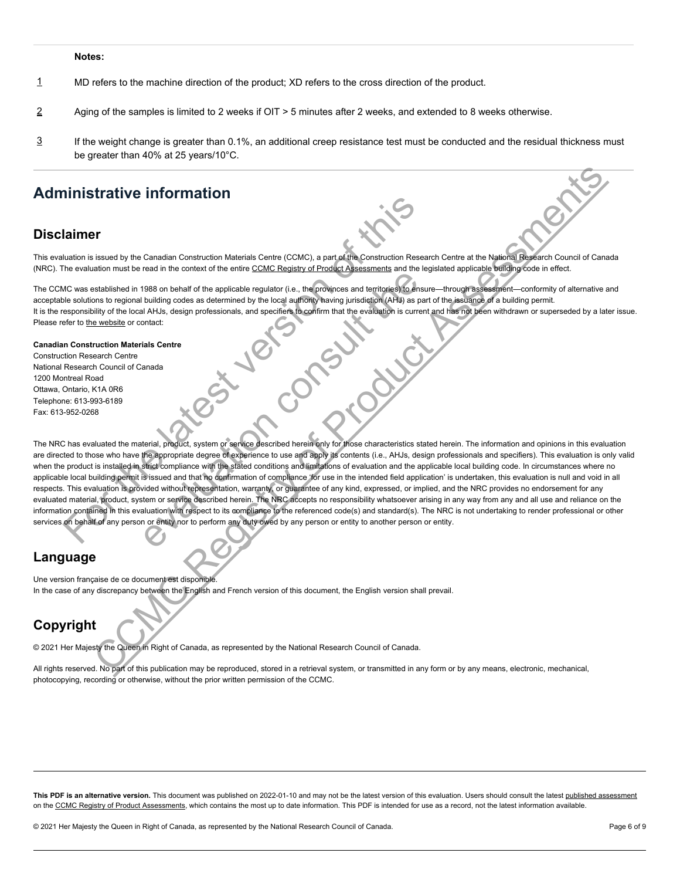**Notes:**

1 MD refers to the machine direction of the product; XD refers to the cross direction of the product.

2 Aging of the samples is limited to 2 weeks if OIT > 5 minutes after 2 weeks, and extended to 8 weeks otherwise.

3 If the weight change is greater than 0.1%, an additional creep resistance test must be conducted and the residual thickness must be greater than 40% at 25 years/10°C.

# Administrative information

## Disclaimer

This evaluation is issued by the Canadian Construction Materials Centre (CCMC), a part of the Construction Research Centre at the National Research Council of Canada (NRC). The evaluation must be read in the context of the entire CCMC Registry of Product Assessments and the legislated applicable building code in effect.

The CCMC was established in 1988 on behalf of the applicable regulator (i.e., the provinces and territories) to ensure—through assessment—conformity of alternative and acceptable solutions to regional building codes as determined by the local authority having jurisdiction (AHJ) as part of the issuance of a building permit.
It is the responsibility of the local AHJs, design professionals, and specifiers to confirm that the evaluation is current and has not been withdrawn or superseded by a later issue. Please refer to the website or contact:

**Canadian Construction Materials Centre**
Construction Research Centre
National Research Council of Canada
1200 Montreal Road
Ottawa, Ontario, K1A 0R6
Telephone: 613-993-6189
Fax: 613-952-0268

The NRC has evaluated the material, product, system or service described herein only for those characteristics stated herein. The information and opinions in this evaluation are directed to those who have the appropriate degree of experience to use and apply its contents (i.e., AHJs, design professionals and specifiers). This evaluation is only valid when the product is installed in strict compliance with the stated conditions and limitations of evaluation and the applicable local building code. In circumstances where no applicable local building permit is issued and that no confirmation of compliance 'for use in the intended field application' is undertaken, this evaluation is null and void in all respects. This evaluation is provided without representation, warranty, or guarantee of any kind, expressed, or implied, and the NRC provides no endorsement for any evaluated material, product, system or service described herein. The NRC accepts no responsibility whatsoever arising in any way from any and all use and reliance on the information contained in this evaluation with respect to its compliance to the referenced code(s) and standard(s). The NRC is not undertaking to render professional or other services on behalf of any person or entity nor to perform any duty owed by any person or entity to another person or entity.

## Language

Une version française de ce document est disponible.
In the case of any discrepancy between the English and French version of this document, the English version shall prevail.

## Copyright

© 2021 Her Majesty the Queen in Right of Canada, as represented by the National Research Council of Canada.

All rights reserved. No part of this publication may be reproduced, stored in a retrieval system, or transmitted in any form or by any means, electronic, mechanical, photocopying, recording or otherwise, without the prior written permission of the CCMC.

**This PDF is an alternative version.** This document was published on 2022-01-10 and may not be the latest version of this evaluation. Users should consult the latest published assessment on the CCMC Registry of Product Assessments, which contains the most up to date information. This PDF is intended for use as a record, not the latest information available.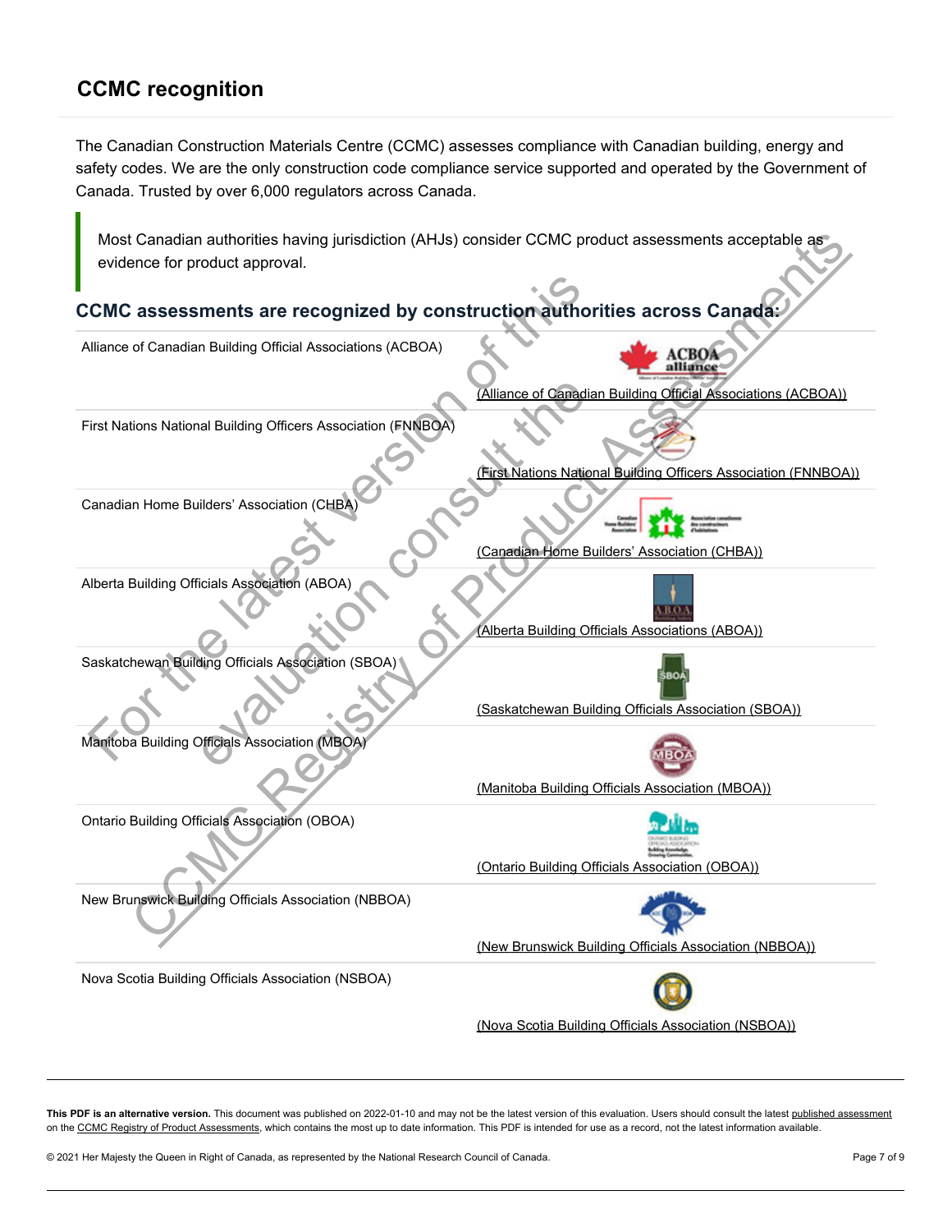## CCMC recognition

The Canadian Construction Materials Centre (CCMC) assesses compliance with Canadian building, energy and safety codes. We are the only construction code compliance service supported and operated by the Government of Canada. Trusted by over 6,000 regulators across Canada.

> Most Canadian authorities having jurisdiction (AHJs) consider CCMC product assessments acceptable as evidence for product approval.

### CCMC assessments are recognized by construction authorities across Canada:

| | |
|---|---|
| Alliance of Canadian Building Official Associations (ACBOA) | (Alliance of Canadian Building Official Associations (ACBOA)) |
| First Nations National Building Officers Association (FNNBOA) | (First Nations National Building Officers Association (FNNBOA)) |
| Canadian Home Builders' Association (CHBA) | (Canadian Home Builders' Association (CHBA)) |
| Alberta Building Officials Association (ABOA) | (Alberta Building Officials Associations (ABOA)) |
| Saskatchewan Building Officials Association (SBOA) | (Saskatchewan Building Officials Association (SBOA)) |
| Manitoba Building Officials Association (MBOA) | (Manitoba Building Officials Association (MBOA)) |
| Ontario Building Officials Association (OBOA) | (Ontario Building Officials Association (OBOA)) |
| New Brunswick Building Officials Association (NBBOA) | (New Brunswick Building Officials Association (NBBOA)) |
| Nova Scotia Building Officials Association (NSBOA) | (Nova Scotia Building Officials Association (NSBOA)) |

**This PDF is an alternative version.** This document was published on 2022-01-10 and may not be the latest version of this evaluation. Users should consult the latest published assessment on the CCMC Registry of Product Assessments, which contains the most up to date information. This PDF is intended for use as a record, not the latest information available.

© 2021 Her Majesty the Queen in Right of Canada, as represented by the National Research Council of Canada.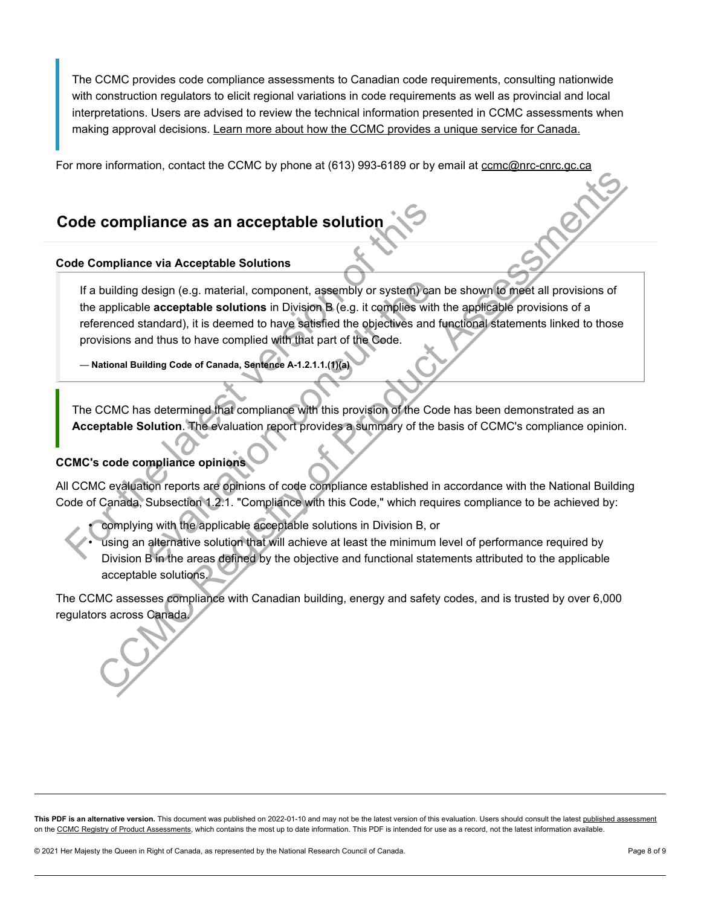> The CCMC provides code compliance assessments to Canadian code requirements, consulting nationwide with construction regulators to elicit regional variations in code requirements as well as provincial and local interpretations. Users are advised to review the technical information presented in CCMC assessments when making approval decisions. Learn more about how the CCMC provides a unique service for Canada.

For more information, contact the CCMC by phone at (613) 993-6189 or by email at ccmc@nrc-cnrc.gc.ca

## Code compliance as an acceptable solution

### Code Compliance via Acceptable Solutions

> If a building design (e.g. material, component, assembly or system) can be shown to meet all provisions of the applicable **acceptable solutions** in Division B (e.g. it complies with the applicable provisions of a referenced standard), it is deemed to have satisfied the objectives and functional statements linked to those provisions and thus to have complied with that part of the Code.
>
> — **National Building Code of Canada, Sentence A-1.2.1.1.(1)(a)**

> The CCMC has determined that compliance with this provision of the Code has been demonstrated as an **Acceptable Solution**. The evaluation report provides a summary of the basis of CCMC's compliance opinion.

### CCMC's code compliance opinions

All CCMC evaluation reports are opinions of code compliance established in accordance with the National Building Code of Canada, Subsection 1.2.1. "Compliance with this Code," which requires compliance to be achieved by:

- complying with the applicable acceptable solutions in Division B, or
- using an alternative solution that will achieve at least the minimum level of performance required by Division B in the areas defined by the objective and functional statements attributed to the applicable acceptable solutions.

The CCMC assesses compliance with Canadian building, energy and safety codes, and is trusted by over 6,000 regulators across Canada.

**This PDF is an alternative version.** This document was published on 2022-01-10 and may not be the latest version of this evaluation. Users should consult the latest published assessment on the CCMC Registry of Product Assessments, which contains the most up to date information. This PDF is intended for use as a record, not the latest information available.

© 2021 Her Majesty the Queen in Right of Canada, as represented by the National Research Council of Canada.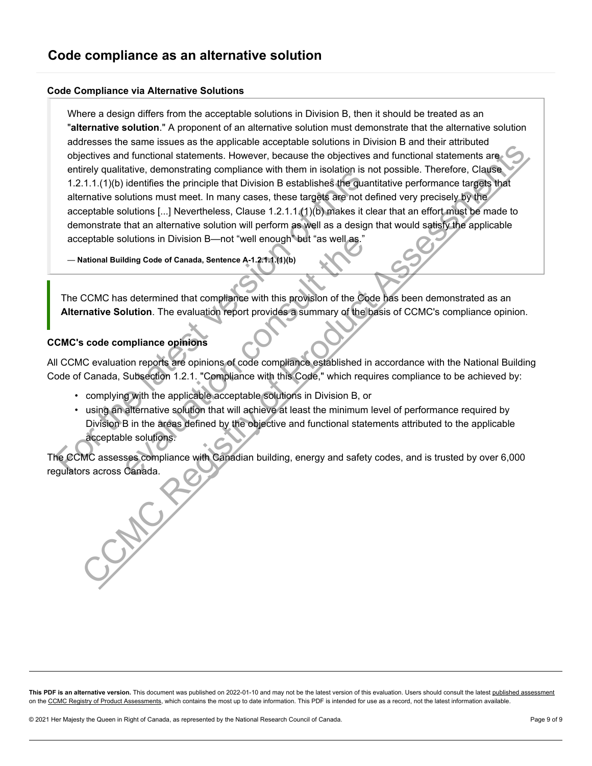## Code compliance as an alternative solution

### Code Compliance via Alternative Solutions

> Where a design differs from the acceptable solutions in Division B, then it should be treated as an "**alternative solution**." A proponent of an alternative solution must demonstrate that the alternative solution addresses the same issues as the applicable acceptable solutions in Division B and their attributed objectives and functional statements. However, because the objectives and functional statements are entirely qualitative, demonstrating compliance with them in isolation is not possible. Therefore, Clause 1.2.1.1.(1)(b) identifies the principle that Division B establishes the quantitative performance targets that alternative solutions must meet. In many cases, these targets are not defined very precisely by the acceptable solutions [...] Nevertheless, Clause 1.2.1.1.(1)(b) makes it clear that an effort must be made to demonstrate that an alternative solution will perform as well as a design that would satisfy the applicable acceptable solutions in Division B—not "well enough" but "as well as."
>
> — **National Building Code of Canada, Sentence A-1.2.1.1.(1)(b)**

> The CCMC has determined that compliance with this provision of the Code has been demonstrated as an **Alternative Solution**. The evaluation report provides a summary of the basis of CCMC's compliance opinion.

### CCMC's code compliance opinions

All CCMC evaluation reports are opinions of code compliance established in accordance with the National Building Code of Canada, Subsection 1.2.1. "Compliance with this Code," which requires compliance to be achieved by:

- complying with the applicable acceptable solutions in Division B, or
- using an alternative solution that will achieve at least the minimum level of performance required by Division B in the areas defined by the objective and functional statements attributed to the applicable acceptable solutions.

The CCMC assesses compliance with Canadian building, energy and safety codes, and is trusted by over 6,000 regulators across Canada.

**This PDF is an alternative version.** This document was published on 2022-01-10 and may not be the latest version of this evaluation. Users should consult the latest published assessment on the CCMC Registry of Product Assessments, which contains the most up to date information. This PDF is intended for use as a record, not the latest information available.

© 2021 Her Majesty the Queen in Right of Canada, as represented by the National Research Council of Canada.